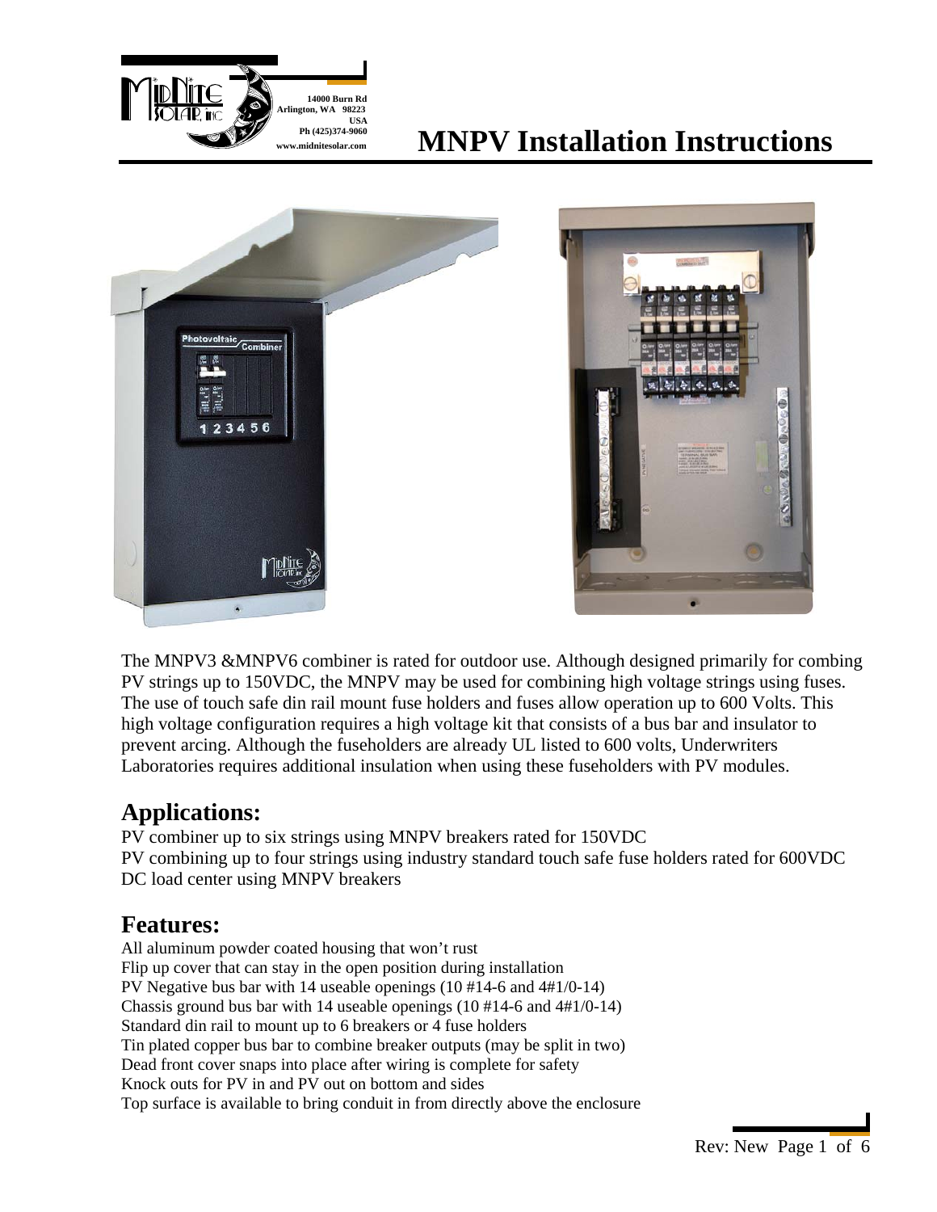14000 Burn Rd
Arlington, WA 98223
USA
Ph (425)374-9060
www.midnitesolar.com

# MNPV Installation Instructions

The MNPV3 &MNPV6 combiner is rated for outdoor use. Although designed primarily for combing PV strings up to 150VDC, the MNPV may be used for combining high voltage strings using fuses. The use of touch safe din rail mount fuse holders and fuses allow operation up to 600 Volts. This high voltage configuration requires a high voltage kit that consists of a bus bar and insulator to prevent arcing. Although the fuseholders are already UL listed to 600 volts, Underwriters Laboratories requires additional insulation when using these fuseholders with PV modules.

## Applications:

PV combiner up to six strings using MNPV breakers rated for 150VDC
PV combining up to four strings using industry standard touch safe fuse holders rated for 600VDC
DC load center using MNPV breakers

## Features:

All aluminum powder coated housing that won't rust
Flip up cover that can stay in the open position during installation
PV Negative bus bar with 14 useable openings (10 #14-6 and 4#1/0-14)
Chassis ground bus bar with 14 useable openings (10 #14-6 and 4#1/0-14)
Standard din rail to mount up to 6 breakers or 4 fuse holders
Tin plated copper bus bar to combine breaker outputs (may be split in two)
Dead front cover snaps into place after wiring is complete for safety
Knock outs for PV in and PV out on bottom and sides
Top surface is available to bring conduit in from directly above the enclosure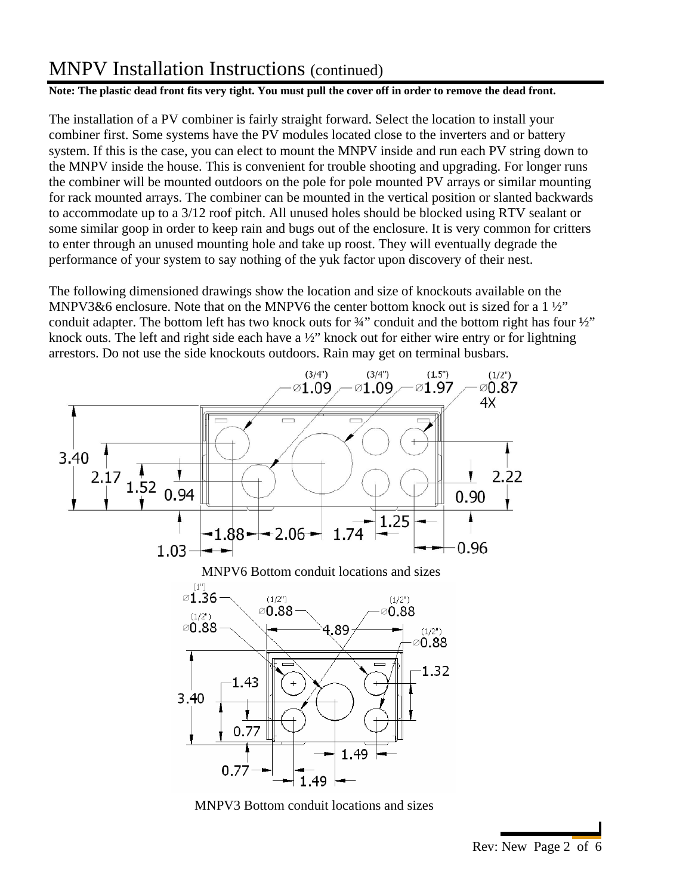# MNPV Installation Instructions (continued)

**Note: The plastic dead front fits very tight. You must pull the cover off in order to remove the dead front.**

The installation of a PV combiner is fairly straight forward. Select the location to install your combiner first. Some systems have the PV modules located close to the inverters and or battery system. If this is the case, you can elect to mount the MNPV inside and run each PV string down to the MNPV inside the house. This is convenient for trouble shooting and upgrading. For longer runs the combiner will be mounted outdoors on the pole for pole mounted PV arrays or similar mounting for rack mounted arrays. The combiner can be mounted in the vertical position or slanted backwards to accommodate up to a 3/12 roof pitch. All unused holes should be blocked using RTV sealant or some similar goop in order to keep rain and bugs out of the enclosure. It is very common for critters to enter through an unused mounting hole and take up roost. They will eventually degrade the performance of your system to say nothing of the yuk factor upon discovery of their nest.

The following dimensioned drawings show the location and size of knockouts available on the MNPV3&6 enclosure. Note that on the MNPV6 the center bottom knock out is sized for a 1 ½" conduit adapter. The bottom left has two knock outs for ¾" conduit and the bottom right has four ½" knock outs. The left and right side each have a ½" knock out for either wire entry or for lightning arrestors. Do not use the side knockouts outdoors. Rain may get on terminal busbars.

MNPV6 Bottom conduit locations and sizes

MNPV3 Bottom conduit locations and sizes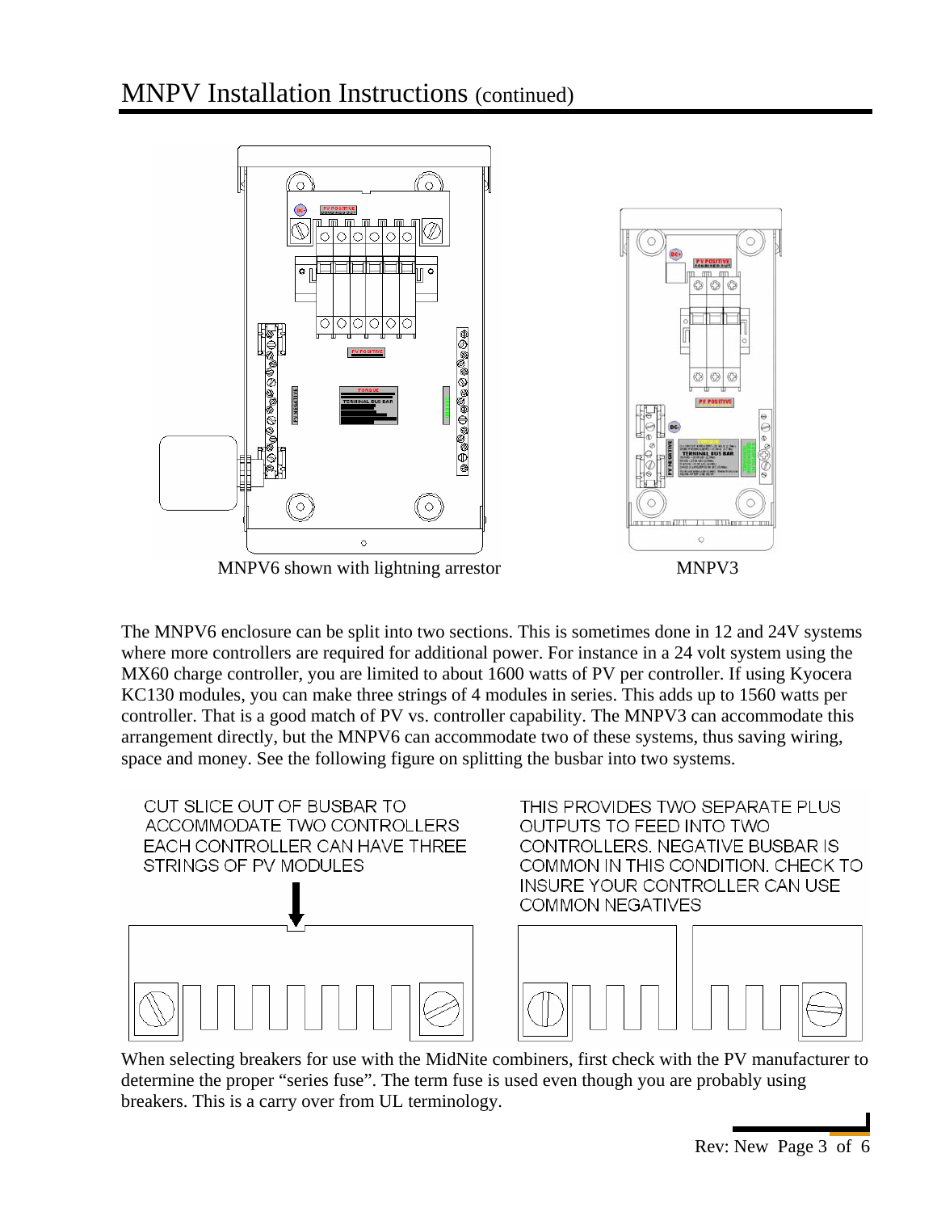# MNPV Installation Instructions (continued)

MNPV6 shown with lightning arrestor

MNPV3

The MNPV6 enclosure can be split into two sections. This is sometimes done in 12 and 24V systems where more controllers are required for additional power. For instance in a 24 volt system using the MX60 charge controller, you are limited to about 1600 watts of PV per controller. If using Kyocera KC130 modules, you can make three strings of 4 modules in series. This adds up to 1560 watts per controller. That is a good match of PV vs. controller capability. The MNPV3 can accommodate this arrangement directly, but the MNPV6 can accommodate two of these systems, thus saving wiring, space and money. See the following figure on splitting the busbar into two systems.

CUT SLICE OUT OF BUSBAR TO ACCOMMODATE TWO CONTROLLERS EACH CONTROLLER CAN HAVE THREE STRINGS OF PV MODULES

THIS PROVIDES TWO SEPARATE PLUS OUTPUTS TO FEED INTO TWO CONTROLLERS. NEGATIVE BUSBAR IS COMMON IN THIS CONDITION. CHECK TO INSURE YOUR CONTROLLER CAN USE COMMON NEGATIVES

When selecting breakers for use with the MidNite combiners, first check with the PV manufacturer to determine the proper "series fuse". The term fuse is used even though you are probably using breakers. This is a carry over from UL terminology.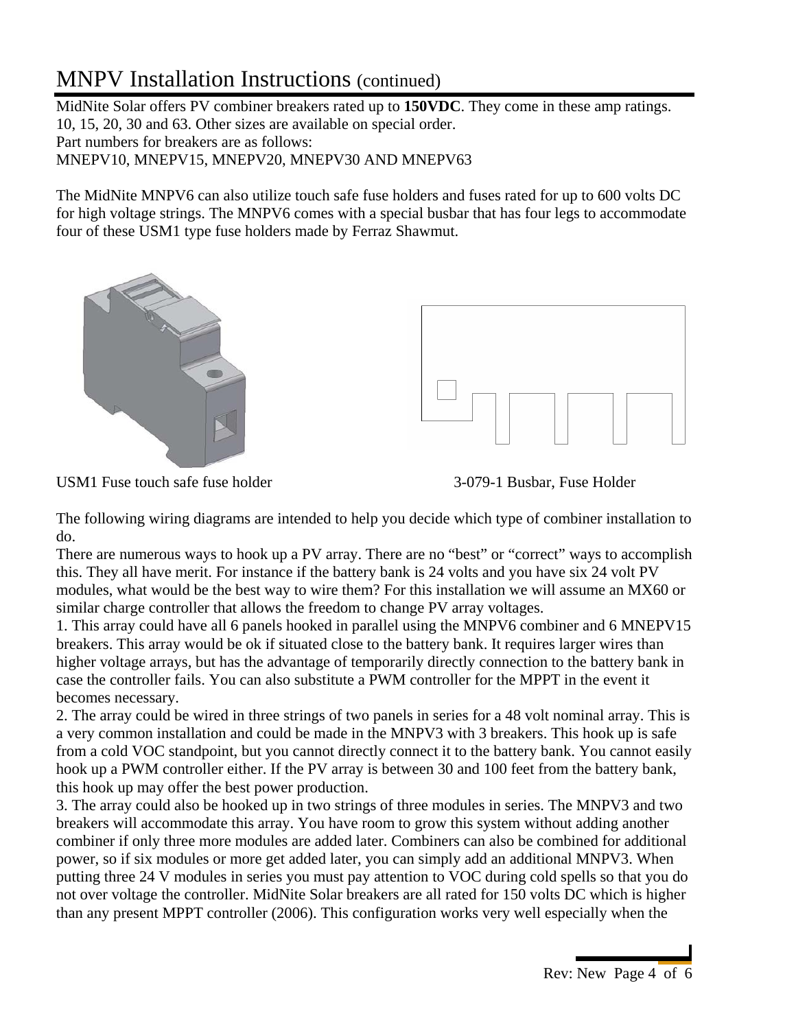# MNPV Installation Instructions (continued)

MidNite Solar offers PV combiner breakers rated up to **150VDC**. They come in these amp ratings. 10, 15, 20, 30 and 63. Other sizes are available on special order.
Part numbers for breakers are as follows:
MNEPV10, MNEPV15, MNEPV20, MNEPV30 AND MNEPV63

The MidNite MNPV6 can also utilize touch safe fuse holders and fuses rated for up to 600 volts DC for high voltage strings. The MNPV6 comes with a special busbar that has four legs to accommodate four of these USM1 type fuse holders made by Ferraz Shawmut.

USM1 Fuse touch safe fuse holder

3-079-1 Busbar, Fuse Holder

The following wiring diagrams are intended to help you decide which type of combiner installation to do.
There are numerous ways to hook up a PV array. There are no "best" or "correct" ways to accomplish this. They all have merit. For instance if the battery bank is 24 volts and you have six 24 volt PV modules, what would be the best way to wire them? For this installation we will assume an MX60 or similar charge controller that allows the freedom to change PV array voltages.

1. This array could have all 6 panels hooked in parallel using the MNPV6 combiner and 6 MNEPV15 breakers. This array would be ok if situated close to the battery bank. It requires larger wires than higher voltage arrays, but has the advantage of temporarily directly connection to the battery bank in case the controller fails. You can also substitute a PWM controller for the MPPT in the event it becomes necessary.
2. The array could be wired in three strings of two panels in series for a 48 volt nominal array. This is a very common installation and could be made in the MNPV3 with 3 breakers. This hook up is safe from a cold VOC standpoint, but you cannot directly connect it to the battery bank. You cannot easily hook up a PWM controller either. If the PV array is between 30 and 100 feet from the battery bank, this hook up may offer the best power production.
3. The array could also be hooked up in two strings of three modules in series. The MNPV3 and two breakers will accommodate this array. You have room to grow this system without adding another combiner if only three more modules are added later. Combiners can also be combined for additional power, so if six modules or more get added later, you can simply add an additional MNPV3. When putting three 24 V modules in series you must pay attention to VOC during cold spells so that you do not over voltage the controller. MidNite Solar breakers are all rated for 150 volts DC which is higher than any present MPPT controller (2006). This configuration works very well especially when the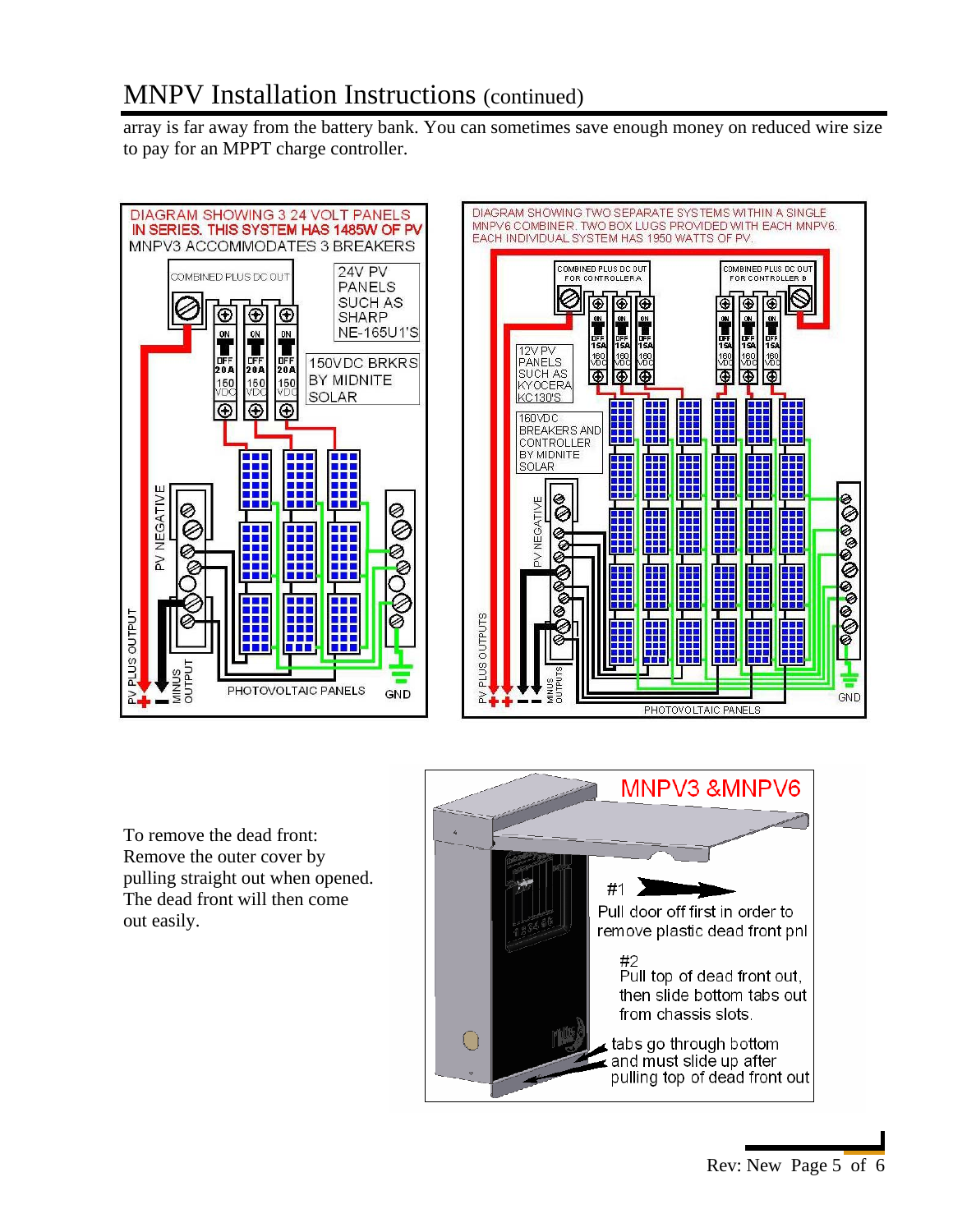## MNPV Installation Instructions (continued)

array is far away from the battery bank. You can sometimes save enough money on reduced wire size to pay for an MPPT charge controller.

DIAGRAM SHOWING 3 24 VOLT PANELS IN SERIES. THIS SYSTEM HAS 1485W OF PV MNPV3 ACCOMMODATES 3 BREAKERS

COMBINED PLUS DC OUT

24V PV PANELS SUCH AS SHARP NE-165U1'S

150VDC BRKRS BY MIDNITE SOLAR

PV NEGATIVE

PV PLUS OUTPUT

MINUS OUTPUT

PHOTOVOLTAIC PANELS

GND

DIAGRAM SHOWING TWO SEPARATE SYSTEMS WITHIN A SINGLE MNPV6 COMBINER. TWO BOX LUGS PROVIDED WITH EACH MNPV6. EACH INDIVIDUAL SYSTEM HAS 1950 WATTS OF PV.

COMBINED PLUS DC OUT FOR CONTROLLER A

COMBINED PLUS DC OUT FOR CONTROLLER B

12V PV PANELS SUCH AS KYOCERA KC130'S

160VDC BREAKERS AND CONTROLLER BY MIDNITE SOLAR

PV NEGATIVE

PV PLUS OUTPUTS

MINUS OUTPUTS

PHOTOVOLTAIC PANELS

GND

To remove the dead front: Remove the outer cover by pulling straight out when opened. The dead front will then come out easily.

MNPV3 &MNPV6

#1 Pull door off first in order to remove plastic dead front pnl

#2 Pull top of dead front out, then slide bottom tabs out from chassis slots.

tabs go through bottom and must slide up after pulling top of dead front out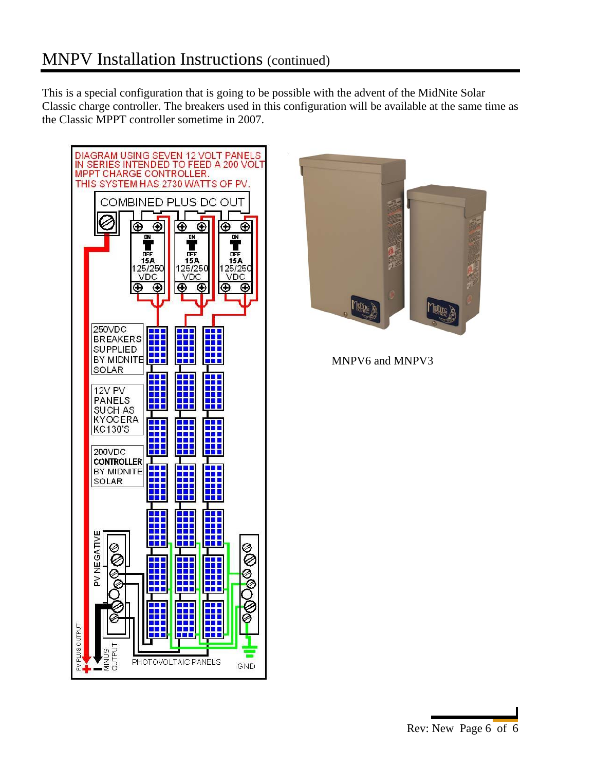# MNPV Installation Instructions (continued)

This is a special configuration that is going to be possible with the advent of the MidNite Solar Classic charge controller. The breakers used in this configuration will be available at the same time as the Classic MPPT controller sometime in 2007.

DIAGRAM USING SEVEN 12 VOLT PANELS IN SERIES INTENDED TO FEED A 200 VOLT MPPT CHARGE CONTROLLER.
THIS SYSTEM HAS 2730 WATTS OF PV.

COMBINED PLUS DC OUT

ON
OFF
15A
125/250
VDC

250VDC BREAKERS SUPPLIED BY MIDNITE SOLAR

12V PV PANELS SUCH AS KYOCERA KC130'S

200VDC CONTROLLER BY MIDNITE SOLAR

PV NEGATIVE

PV PLUS OUTPUT

MINUS OUTPUT

PHOTOVOLTAIC PANELS

GND

MNPV6 and MNPV3